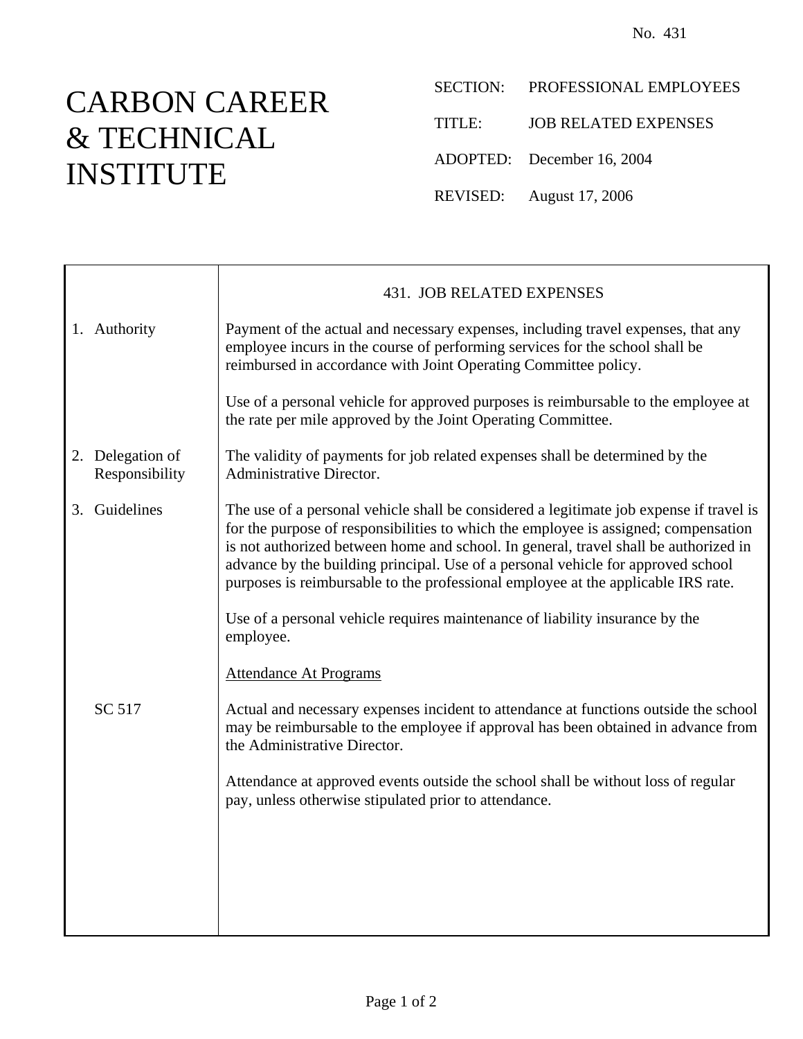No. 431

# CARBON CAREER & TECHNICAL INSTITUTE

SECTION: PROFESSIONAL EMPLOYEES

TITLE: JOB RELATED EXPENSES

ADOPTED: December 16, 2004

REVISED: August 17, 2006

## 431. JOB RELATED EXPENSES

**1. Authority**

Payment of the actual and necessary expenses, including travel expenses, that any employee incurs in the course of performing services for the school shall be reimbursed in accordance with Joint Operating Committee policy.

Use of a personal vehicle for approved purposes is reimbursable to the employee at the rate per mile approved by the Joint Operating Committee.

**2. Delegation of Responsibility**

The validity of payments for job related expenses shall be determined by the Administrative Director.

**3. Guidelines**

The use of a personal vehicle shall be considered a legitimate job expense if travel is for the purpose of responsibilities to which the employee is assigned; compensation is not authorized between home and school. In general, travel shall be authorized in advance by the building principal. Use of a personal vehicle for approved school purposes is reimbursable to the professional employee at the applicable IRS rate.

Use of a personal vehicle requires maintenance of liability insurance by the employee.

<u>Attendance At Programs</u>

SC 517

Actual and necessary expenses incident to attendance at functions outside the school may be reimbursable to the employee if approval has been obtained in advance from the Administrative Director.

Attendance at approved events outside the school shall be without loss of regular pay, unless otherwise stipulated prior to attendance.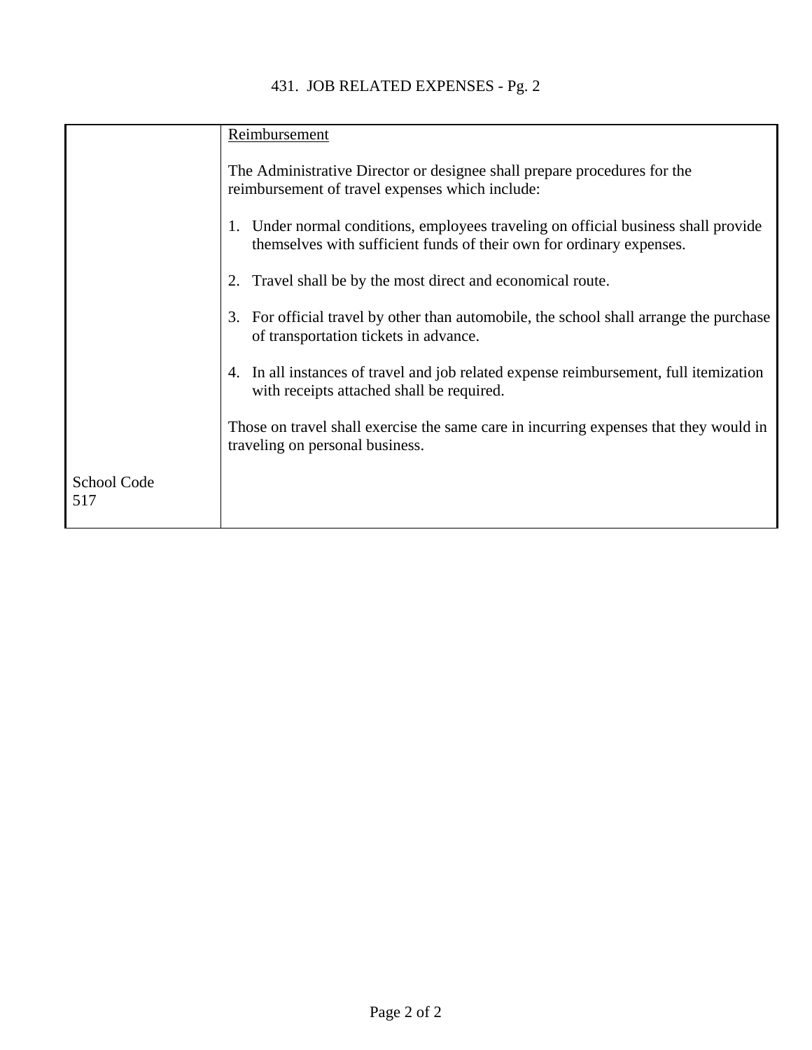Reimbursement

The Administrative Director or designee shall prepare procedures for the reimbursement of travel expenses which include:

1. Under normal conditions, employees traveling on official business shall provide themselves with sufficient funds of their own for ordinary expenses.

2. Travel shall be by the most direct and economical route.

3. For official travel by other than automobile, the school shall arrange the purchase of transportation tickets in advance.

4. In all instances of travel and job related expense reimbursement, full itemization with receipts attached shall be required.

Those on travel shall exercise the same care in incurring expenses that they would in traveling on personal business.

School Code
517